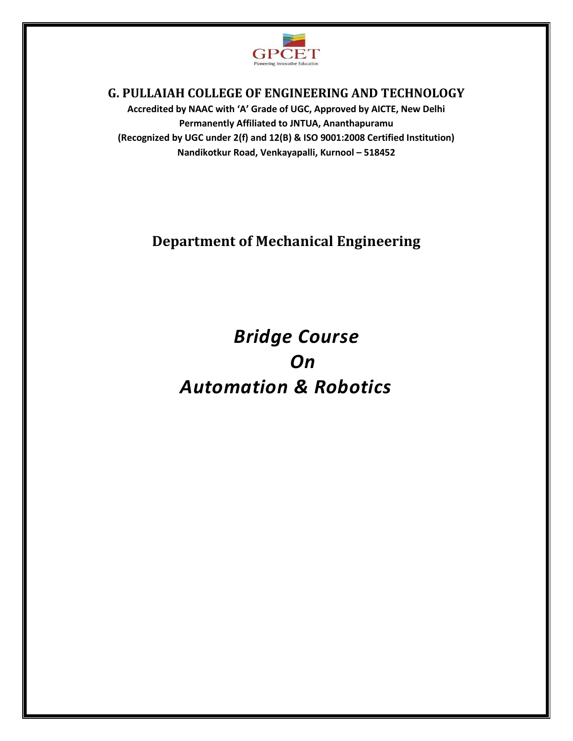GPCET
Pioneering Innovative Education

# G. PULLAIAH COLLEGE OF ENGINEERING AND TECHNOLOGY

**Accredited by NAAC with 'A' Grade of UGC, Approved by AICTE, New Delhi**
**Permanently Affiliated to JNTUA, Ananthapuramu**
**(Recognized by UGC under 2(f) and 12(B) & ISO 9001:2008 Certified Institution)**
**Nandikotkur Road, Venkayapalli, Kurnool – 518452**

## Department of Mechanical Engineering

# *Bridge Course*
# *On*
# *Automation & Robotics*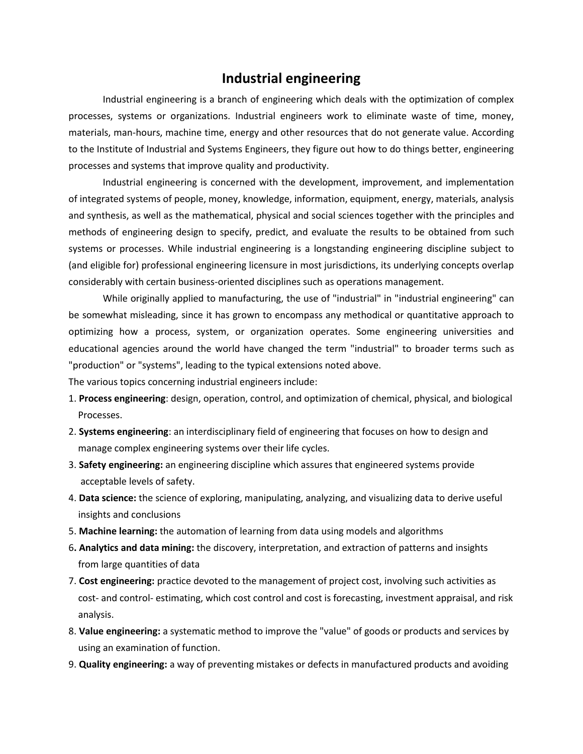# Industrial engineering

Industrial engineering is a branch of engineering which deals with the optimization of complex processes, systems or organizations. Industrial engineers work to eliminate waste of time, money, materials, man-hours, machine time, energy and other resources that do not generate value. According to the Institute of Industrial and Systems Engineers, they figure out how to do things better, engineering processes and systems that improve quality and productivity.

Industrial engineering is concerned with the development, improvement, and implementation of integrated systems of people, money, knowledge, information, equipment, energy, materials, analysis and synthesis, as well as the mathematical, physical and social sciences together with the principles and methods of engineering design to specify, predict, and evaluate the results to be obtained from such systems or processes. While industrial engineering is a longstanding engineering discipline subject to (and eligible for) professional engineering licensure in most jurisdictions, its underlying concepts overlap considerably with certain business-oriented disciplines such as operations management.

While originally applied to manufacturing, the use of "industrial" in "industrial engineering" can be somewhat misleading, since it has grown to encompass any methodical or quantitative approach to optimizing how a process, system, or organization operates. Some engineering universities and educational agencies around the world have changed the term "industrial" to broader terms such as "production" or "systems", leading to the typical extensions noted above.

The various topics concerning industrial engineers include:

1. **Process engineering**: design, operation, control, and optimization of chemical, physical, and biological Processes.
2. **Systems engineering**: an interdisciplinary field of engineering that focuses on how to design and manage complex engineering systems over their life cycles.
3. **Safety engineering:** an engineering discipline which assures that engineered systems provide acceptable levels of safety.
4. **Data science:** the science of exploring, manipulating, analyzing, and visualizing data to derive useful insights and conclusions
5. **Machine learning:** the automation of learning from data using models and algorithms
6. **Analytics and data mining:** the discovery, interpretation, and extraction of patterns and insights from large quantities of data
7. **Cost engineering:** practice devoted to the management of project cost, involving such activities as cost- and control- estimating, which cost control and cost is forecasting, investment appraisal, and risk analysis.
8. **Value engineering:** a systematic method to improve the "value" of goods or products and services by using an examination of function.
9. **Quality engineering:** a way of preventing mistakes or defects in manufactured products and avoiding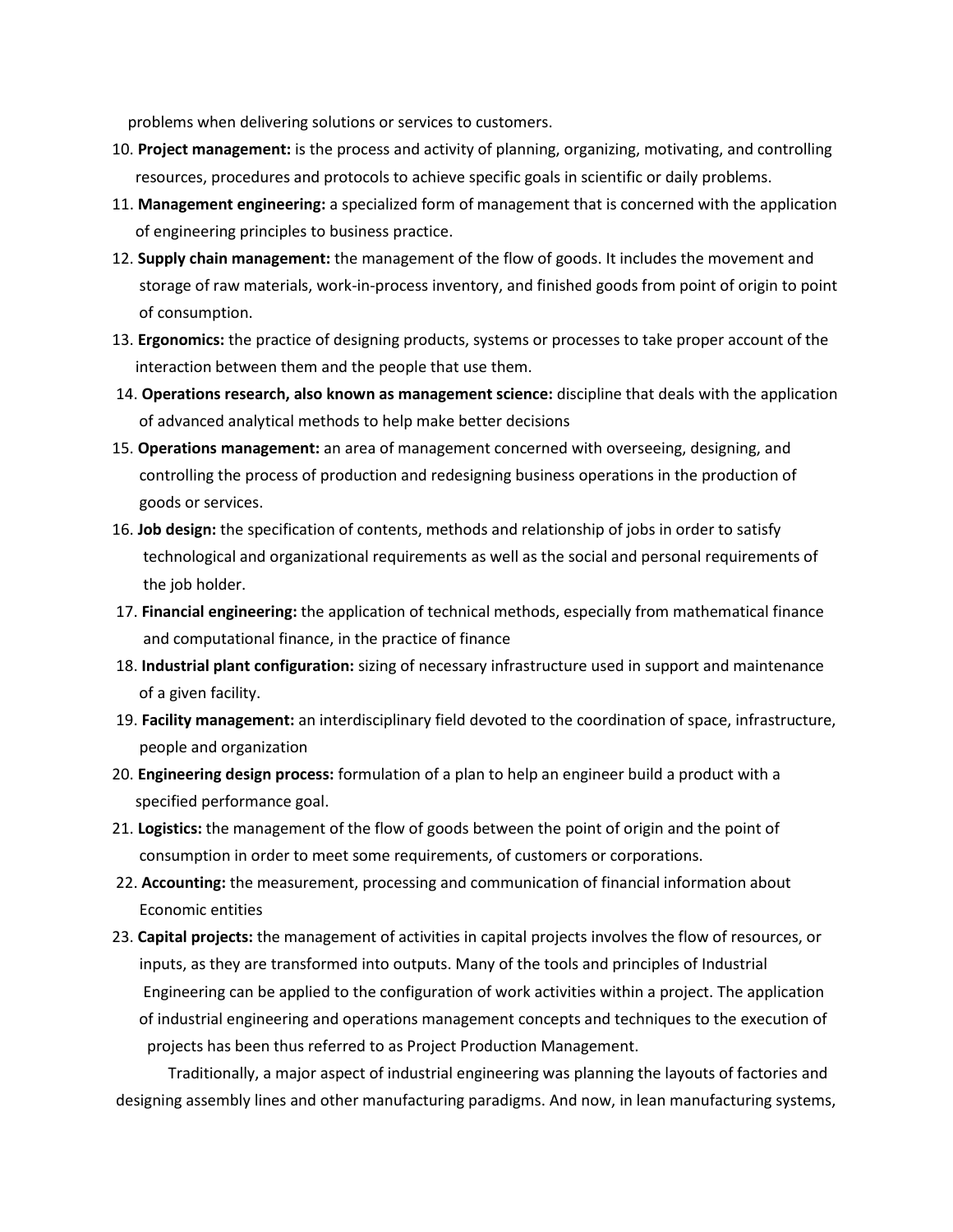problems when delivering solutions or services to customers.

10. **Project management:** is the process and activity of planning, organizing, motivating, and controlling resources, procedures and protocols to achieve specific goals in scientific or daily problems.
11. **Management engineering:** a specialized form of management that is concerned with the application of engineering principles to business practice.
12. **Supply chain management:** the management of the flow of goods. It includes the movement and storage of raw materials, work-in-process inventory, and finished goods from point of origin to point of consumption.
13. **Ergonomics:** the practice of designing products, systems or processes to take proper account of the interaction between them and the people that use them.
14. **Operations research, also known as management science:** discipline that deals with the application of advanced analytical methods to help make better decisions
15. **Operations management:** an area of management concerned with overseeing, designing, and controlling the process of production and redesigning business operations in the production of goods or services.
16. **Job design:** the specification of contents, methods and relationship of jobs in order to satisfy technological and organizational requirements as well as the social and personal requirements of the job holder.
17. **Financial engineering:** the application of technical methods, especially from mathematical finance and computational finance, in the practice of finance
18. **Industrial plant configuration:** sizing of necessary infrastructure used in support and maintenance of a given facility.
19. **Facility management:** an interdisciplinary field devoted to the coordination of space, infrastructure, people and organization
20. **Engineering design process:** formulation of a plan to help an engineer build a product with a specified performance goal.
21. **Logistics:** the management of the flow of goods between the point of origin and the point of consumption in order to meet some requirements, of customers or corporations.
22. **Accounting:** the measurement, processing and communication of financial information about Economic entities
23. **Capital projects:** the management of activities in capital projects involves the flow of resources, or inputs, as they are transformed into outputs. Many of the tools and principles of Industrial Engineering can be applied to the configuration of work activities within a project. The application of industrial engineering and operations management concepts and techniques to the execution of projects has been thus referred to as Project Production Management.

Traditionally, a major aspect of industrial engineering was planning the layouts of factories and designing assembly lines and other manufacturing paradigms. And now, in lean manufacturing systems,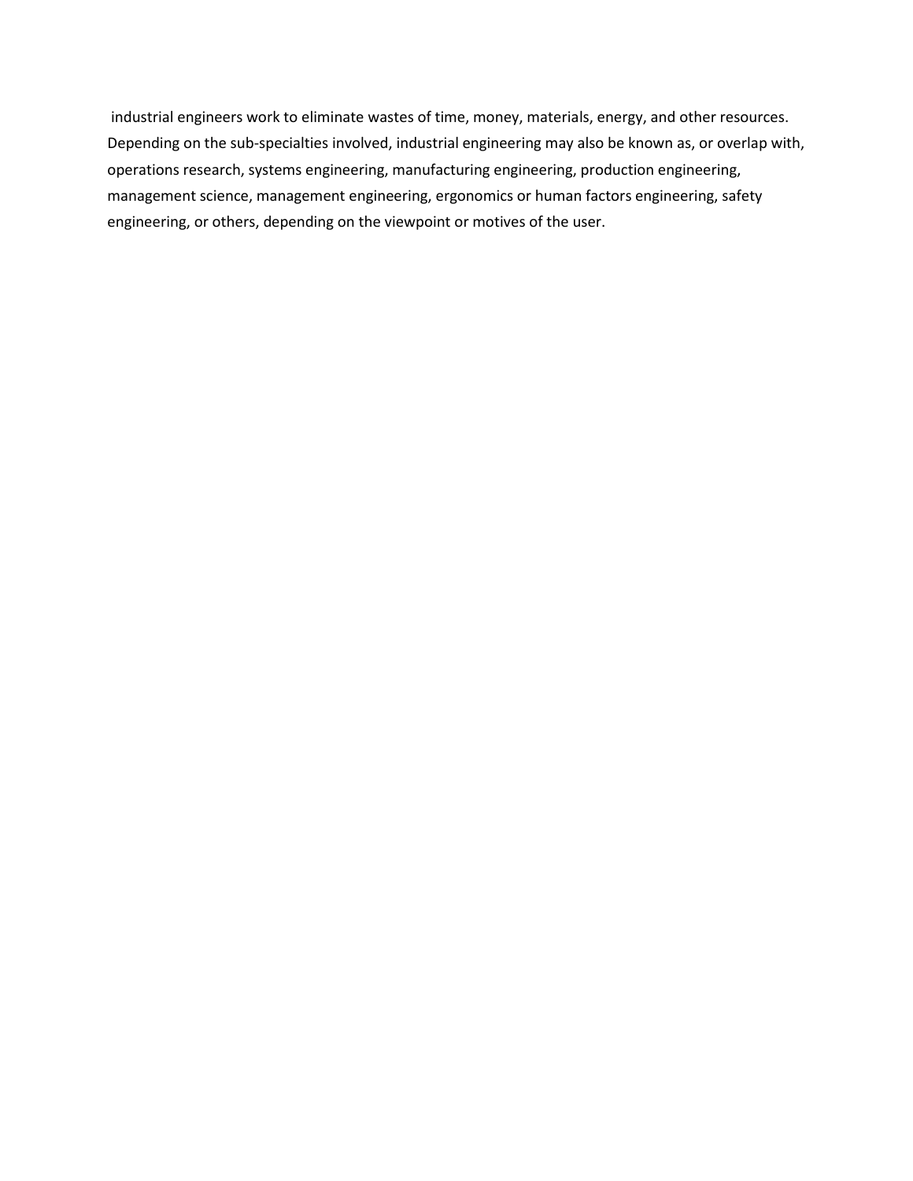industrial engineers work to eliminate wastes of time, money, materials, energy, and other resources. Depending on the sub-specialties involved, industrial engineering may also be known as, or overlap with, operations research, systems engineering, manufacturing engineering, production engineering, management science, management engineering, ergonomics or human factors engineering, safety engineering, or others, depending on the viewpoint or motives of the user.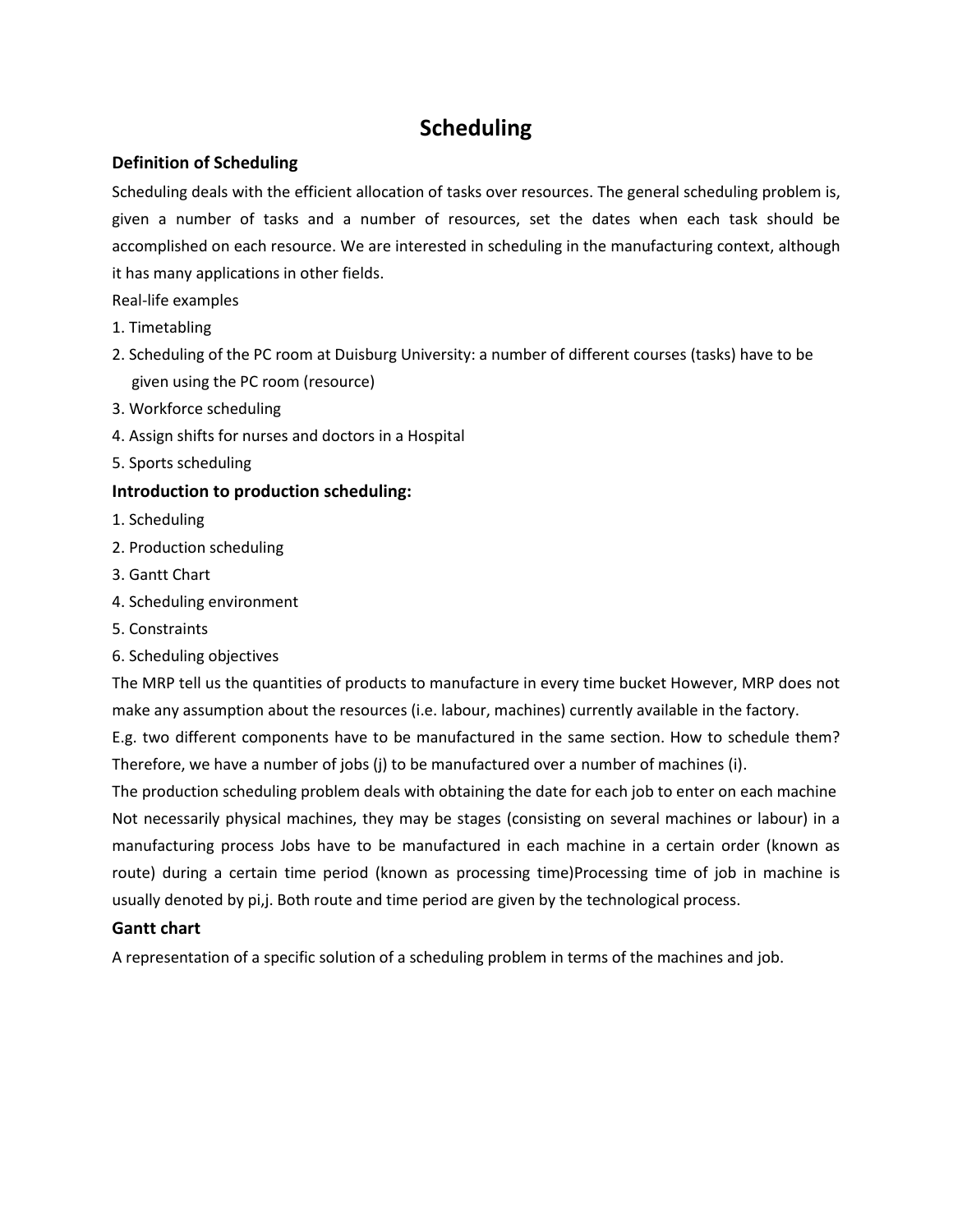# Scheduling

## Definition of Scheduling

Scheduling deals with the efficient allocation of tasks over resources. The general scheduling problem is, given a number of tasks and a number of resources, set the dates when each task should be accomplished on each resource. We are interested in scheduling in the manufacturing context, although it has many applications in other fields.

Real-life examples

1. Timetabling
2. Scheduling of the PC room at Duisburg University: a number of different courses (tasks) have to be given using the PC room (resource)
3. Workforce scheduling
4. Assign shifts for nurses and doctors in a Hospital
5. Sports scheduling

## Introduction to production scheduling:

1. Scheduling
2. Production scheduling
3. Gantt Chart
4. Scheduling environment
5. Constraints
6. Scheduling objectives

The MRP tell us the quantities of products to manufacture in every time bucket However, MRP does not make any assumption about the resources (i.e. labour, machines) currently available in the factory.

E.g. two different components have to be manufactured in the same section. How to schedule them? Therefore, we have a number of jobs (j) to be manufactured over a number of machines (i).

The production scheduling problem deals with obtaining the date for each job to enter on each machine Not necessarily physical machines, they may be stages (consisting on several machines or labour) in a manufacturing process Jobs have to be manufactured in each machine in a certain order (known as route) during a certain time period (known as processing time)Processing time of job in machine is usually denoted by $p_{i,j}$. Both route and time period are given by the technological process.

## Gantt chart

A representation of a specific solution of a scheduling problem in terms of the machines and job.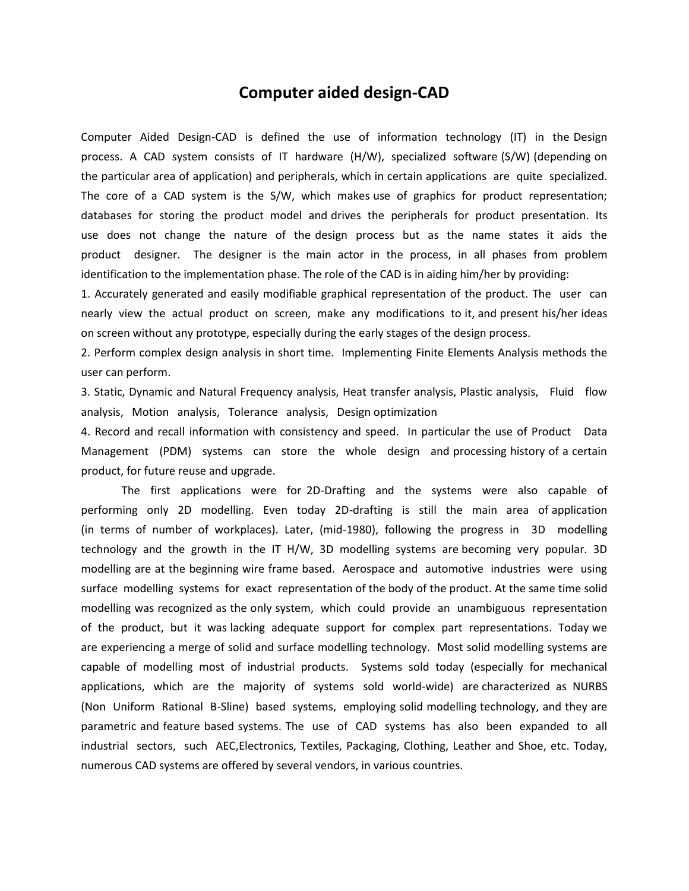# Computer aided design-CAD

Computer Aided Design-CAD is defined the use of information technology (IT) in the Design process. A CAD system consists of IT hardware (H/W), specialized software (S/W) (depending on the particular area of application) and peripherals, which in certain applications are quite specialized. The core of a CAD system is the S/W, which makes use of graphics for product representation; databases for storing the product model and drives the peripherals for product presentation. Its use does not change the nature of the design process but as the name states it aids the product designer. The designer is the main actor in the process, in all phases from problem identification to the implementation phase. The role of the CAD is in aiding him/her by providing:

1. Accurately generated and easily modifiable graphical representation of the product. The user can nearly view the actual product on screen, make any modifications to it, and present his/her ideas on screen without any prototype, especially during the early stages of the design process.
2. Perform complex design analysis in short time. Implementing Finite Elements Analysis methods the user can perform.
3. Static, Dynamic and Natural Frequency analysis, Heat transfer analysis, Plastic analysis, Fluid flow analysis, Motion analysis, Tolerance analysis, Design optimization
4. Record and recall information with consistency and speed. In particular the use of Product Data Management (PDM) systems can store the whole design and processing history of a certain product, for future reuse and upgrade.

The first applications were for 2D-Drafting and the systems were also capable of performing only 2D modelling. Even today 2D-drafting is still the main area of application (in terms of number of workplaces). Later, (mid-1980), following the progress in 3D modelling technology and the growth in the IT H/W, 3D modelling systems are becoming very popular. 3D modelling are at the beginning wire frame based. Aerospace and automotive industries were using surface modelling systems for exact representation of the body of the product. At the same time solid modelling was recognized as the only system, which could provide an unambiguous representation of the product, but it was lacking adequate support for complex part representations. Today we are experiencing a merge of solid and surface modelling technology. Most solid modelling systems are capable of modelling most of industrial products. Systems sold today (especially for mechanical applications, which are the majority of systems sold world-wide) are characterized as NURBS (Non Uniform Rational B-Sline) based systems, employing solid modelling technology, and they are parametric and feature based systems. The use of CAD systems has also been expanded to all industrial sectors, such AEC,Electronics, Textiles, Packaging, Clothing, Leather and Shoe, etc. Today, numerous CAD systems are offered by several vendors, in various countries.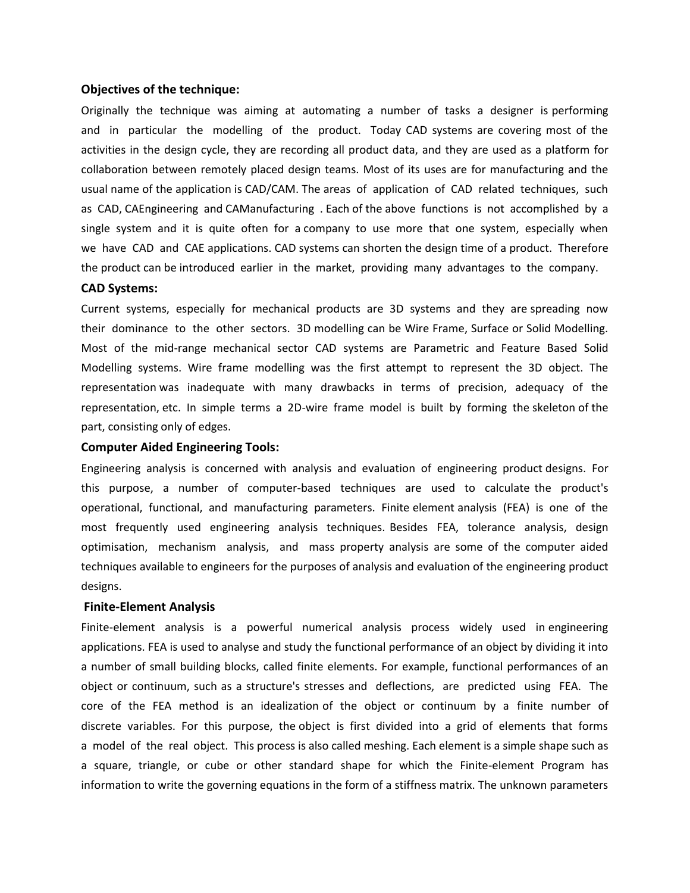**Objectives of the technique:**

Originally the technique was aiming at automating a number of tasks a designer is performing and in particular the modelling of the product. Today CAD systems are covering most of the activities in the design cycle, they are recording all product data, and they are used as a platform for collaboration between remotely placed design teams. Most of its uses are for manufacturing and the usual name of the application is CAD/CAM. The areas of application of CAD related techniques, such as CAD, CAEngineering and CAManufacturing . Each of the above functions is not accomplished by a single system and it is quite often for a company to use more that one system, especially when we have CAD and CAE applications. CAD systems can shorten the design time of a product. Therefore the product can be introduced earlier in the market, providing many advantages to the company.

**CAD Systems:**

Current systems, especially for mechanical products are 3D systems and they are spreading now their dominance to the other sectors. 3D modelling can be Wire Frame, Surface or Solid Modelling. Most of the mid-range mechanical sector CAD systems are Parametric and Feature Based Solid Modelling systems. Wire frame modelling was the first attempt to represent the 3D object. The representation was inadequate with many drawbacks in terms of precision, adequacy of the representation, etc. In simple terms a 2D-wire frame model is built by forming the skeleton of the part, consisting only of edges.

**Computer Aided Engineering Tools:**

Engineering analysis is concerned with analysis and evaluation of engineering product designs. For this purpose, a number of computer-based techniques are used to calculate the product's operational, functional, and manufacturing parameters. Finite element analysis (FEA) is one of the most frequently used engineering analysis techniques. Besides FEA, tolerance analysis, design optimisation, mechanism analysis, and mass property analysis are some of the computer aided techniques available to engineers for the purposes of analysis and evaluation of the engineering product designs.

**Finite-Element Analysis**

Finite-element analysis is a powerful numerical analysis process widely used in engineering applications. FEA is used to analyse and study the functional performance of an object by dividing it into a number of small building blocks, called finite elements. For example, functional performances of an object or continuum, such as a structure's stresses and deflections, are predicted using FEA. The core of the FEA method is an idealization of the object or continuum by a finite number of discrete variables. For this purpose, the object is first divided into a grid of elements that forms a model of the real object. This process is also called meshing. Each element is a simple shape such as a square, triangle, or cube or other standard shape for which the Finite-element Program has information to write the governing equations in the form of a stiffness matrix. The unknown parameters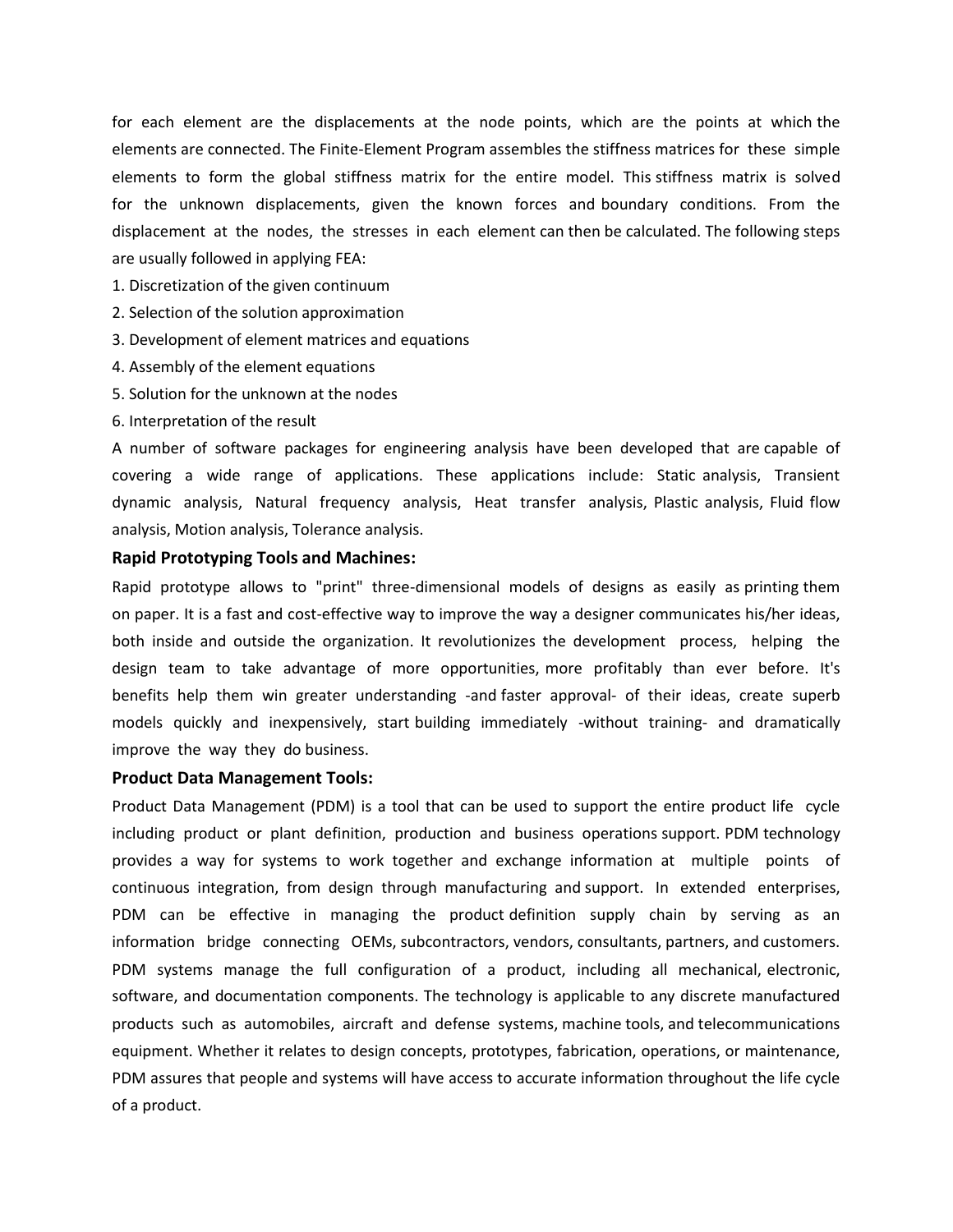for each element are the displacements at the node points, which are the points at which the elements are connected. The Finite-Element Program assembles the stiffness matrices for these simple elements to form the global stiffness matrix for the entire model. This stiffness matrix is solved for the unknown displacements, given the known forces and boundary conditions. From the displacement at the nodes, the stresses in each element can then be calculated. The following steps are usually followed in applying FEA:

1. Discretization of the given continuum
2. Selection of the solution approximation
3. Development of element matrices and equations
4. Assembly of the element equations
5. Solution for the unknown at the nodes
6. Interpretation of the result

A number of software packages for engineering analysis have been developed that are capable of covering a wide range of applications. These applications include: Static analysis, Transient dynamic analysis, Natural frequency analysis, Heat transfer analysis, Plastic analysis, Fluid flow analysis, Motion analysis, Tolerance analysis.

**Rapid Prototyping Tools and Machines:**

Rapid prototype allows to "print" three-dimensional models of designs as easily as printing them on paper. It is a fast and cost-effective way to improve the way a designer communicates his/her ideas, both inside and outside the organization. It revolutionizes the development process, helping the design team to take advantage of more opportunities, more profitably than ever before. It's benefits help them win greater understanding -and faster approval- of their ideas, create superb models quickly and inexpensively, start building immediately -without training- and dramatically improve the way they do business.

**Product Data Management Tools:**

Product Data Management (PDM) is a tool that can be used to support the entire product life cycle including product or plant definition, production and business operations support. PDM technology provides a way for systems to work together and exchange information at multiple points of continuous integration, from design through manufacturing and support. In extended enterprises, PDM can be effective in managing the product definition supply chain by serving as an information bridge connecting OEMs, subcontractors, vendors, consultants, partners, and customers. PDM systems manage the full configuration of a product, including all mechanical, electronic, software, and documentation components. The technology is applicable to any discrete manufactured products such as automobiles, aircraft and defense systems, machine tools, and telecommunications equipment. Whether it relates to design concepts, prototypes, fabrication, operations, or maintenance, PDM assures that people and systems will have access to accurate information throughout the life cycle of a product.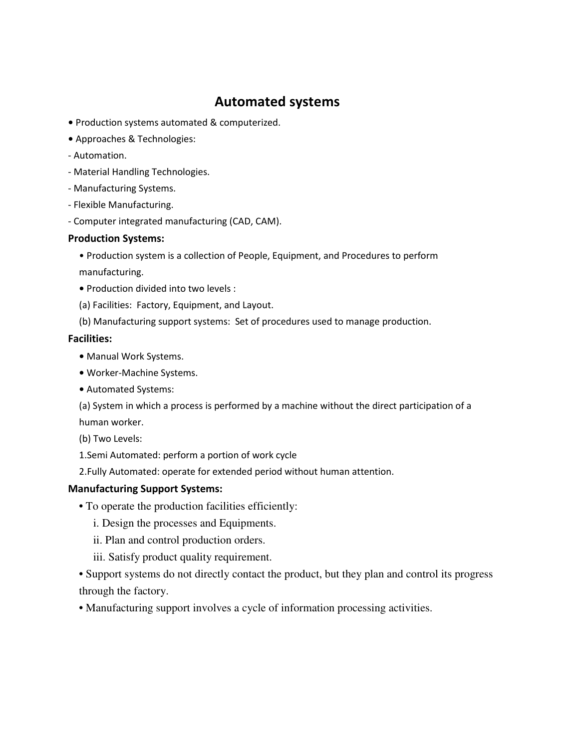# Automated systems

• Production systems automated & computerized.

• Approaches & Technologies:

- Automation.
- Material Handling Technologies.
- Manufacturing Systems.
- Flexible Manufacturing.
- Computer integrated manufacturing (CAD, CAM).

**Production Systems:**

• Production system is a collection of People, Equipment, and Procedures to perform manufacturing.

• Production divided into two levels :

(a) Facilities: Factory, Equipment, and Layout.

(b) Manufacturing support systems: Set of procedures used to manage production.

**Facilities:**

• Manual Work Systems.

• Worker-Machine Systems.

• Automated Systems:

(a) System in which a process is performed by a machine without the direct participation of a human worker.

(b) Two Levels:

1.Semi Automated: perform a portion of work cycle

2.Fully Automated: operate for extended period without human attention.

**Manufacturing Support Systems:**

• To operate the production facilities efficiently:

i. Design the processes and Equipments.

ii. Plan and control production orders.

iii. Satisfy product quality requirement.

• Support systems do not directly contact the product, but they plan and control its progress through the factory.

• Manufacturing support involves a cycle of information processing activities.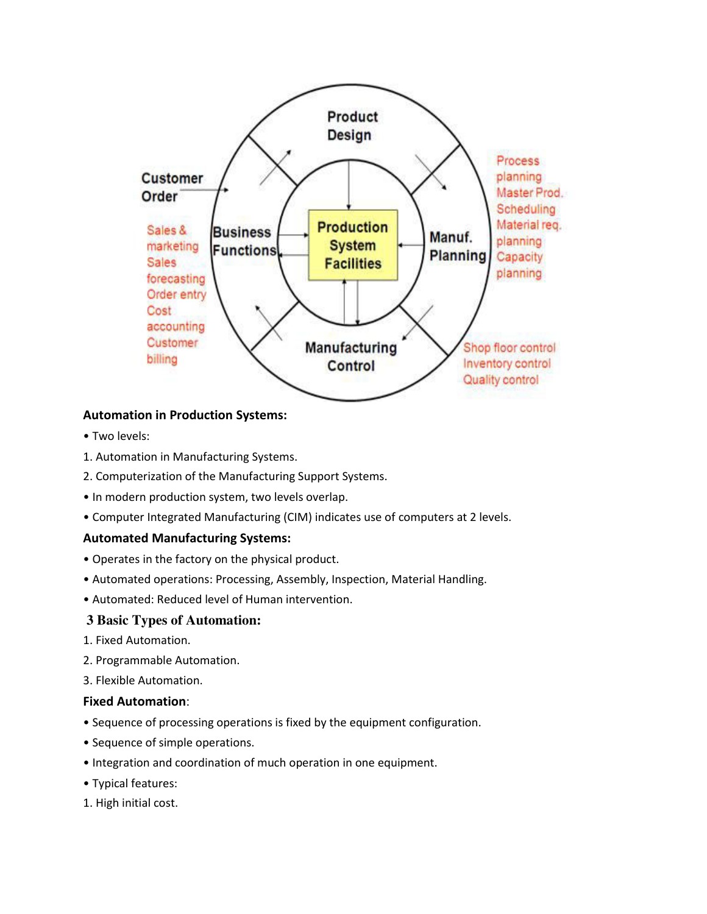Customer Order

Product Design

Business Functions

Production System Facilities

Manuf. Planning

Manufacturing Control

Sales & marketing
Sales forecasting
Order entry
Cost accounting
Customer billing

Process planning
Master Prod. Scheduling
Material req. planning
Capacity planning

Shop floor control
Inventory control
Quality control

**Automation in Production Systems:**

- Two levels:

1. Automation in Manufacturing Systems.
2. Computerization of the Manufacturing Support Systems.

- In modern production system, two levels overlap.
- Computer Integrated Manufacturing (CIM) indicates use of computers at 2 levels.

**Automated Manufacturing Systems:**

- Operates in the factory on the physical product.
- Automated operations: Processing, Assembly, Inspection, Material Handling.
- Automated: Reduced level of Human intervention.

**3 Basic Types of Automation:**

1. Fixed Automation.
2. Programmable Automation.
3. Flexible Automation.

**Fixed Automation**:

- Sequence of processing operations is fixed by the equipment configuration.
- Sequence of simple operations.
- Integration and coordination of much operation in one equipment.
- Typical features:

1. High initial cost.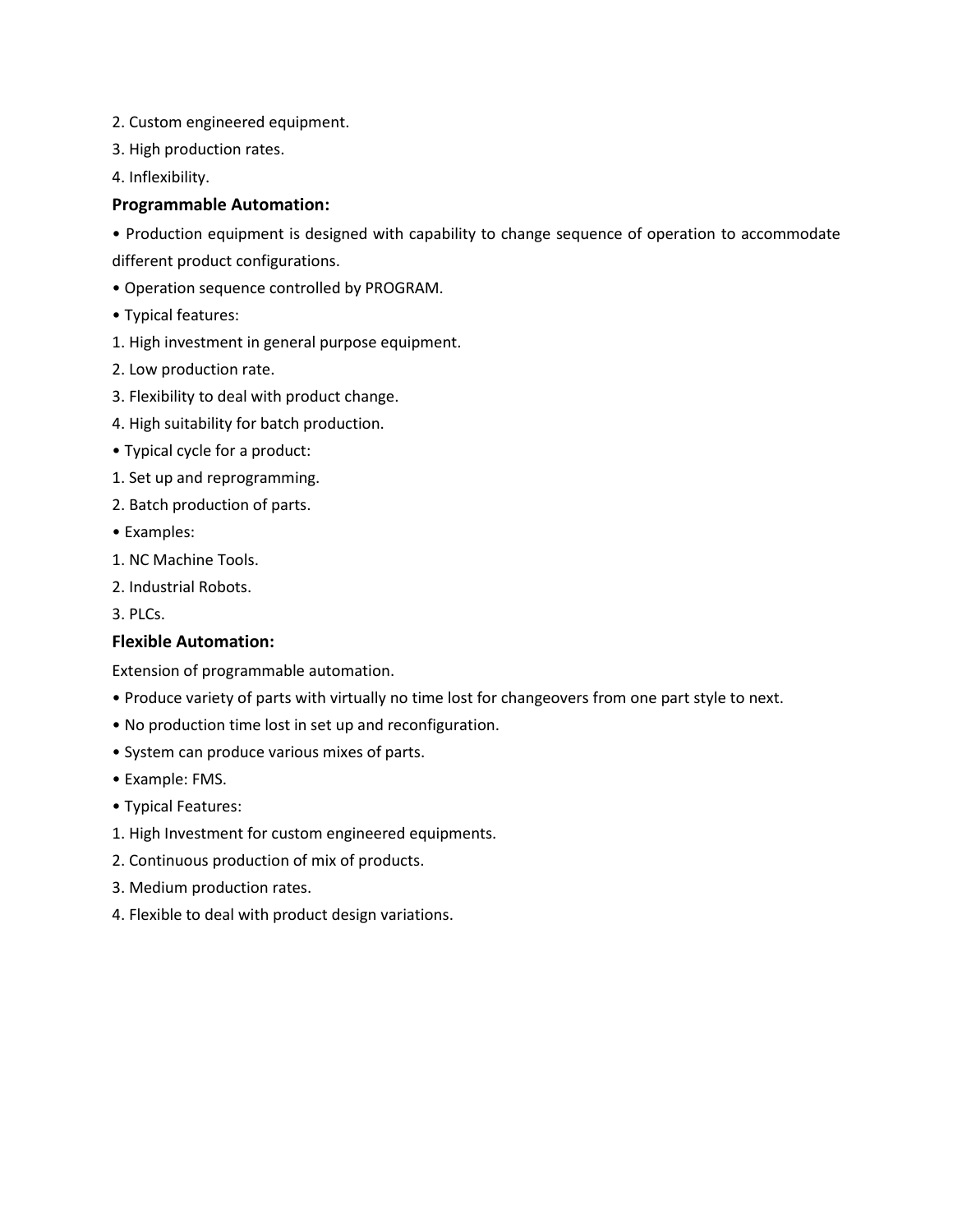2. Custom engineered equipment.

3. High production rates.

4. Inflexibility.

**Programmable Automation:**

• Production equipment is designed with capability to change sequence of operation to accommodate different product configurations.

• Operation sequence controlled by PROGRAM.

• Typical features:

1. High investment in general purpose equipment.
2. Low production rate.
3. Flexibility to deal with product change.
4. High suitability for batch production.

• Typical cycle for a product:

1. Set up and reprogramming.
2. Batch production of parts.

• Examples:

1. NC Machine Tools.
2. Industrial Robots.
3. PLCs.

**Flexible Automation:**

Extension of programmable automation.

• Produce variety of parts with virtually no time lost for changeovers from one part style to next.

• No production time lost in set up and reconfiguration.

• System can produce various mixes of parts.

• Example: FMS.

• Typical Features:

1. High Investment for custom engineered equipments.
2. Continuous production of mix of products.
3. Medium production rates.
4. Flexible to deal with product design variations.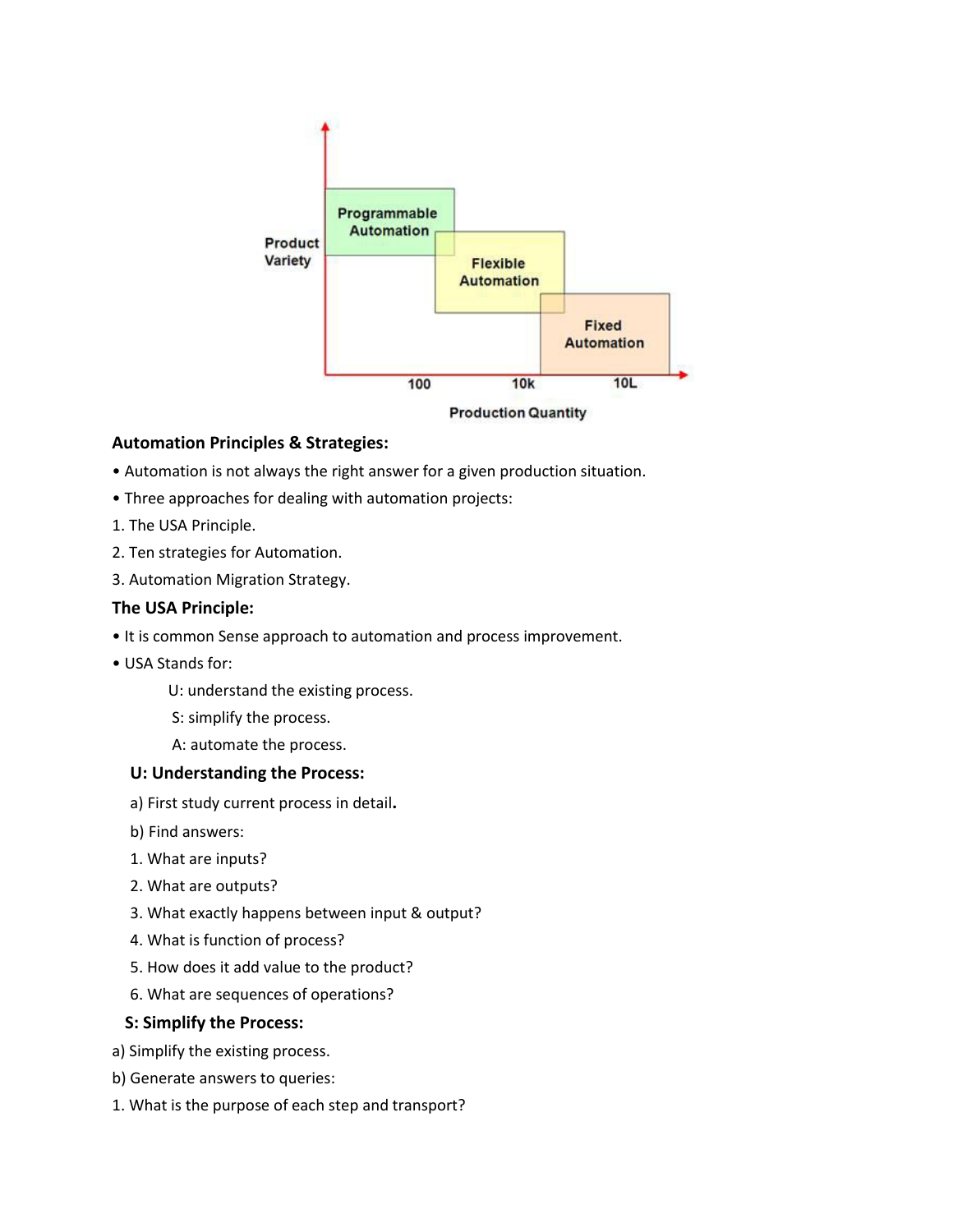**Automation Principles & Strategies:**

- Automation is not always the right answer for a given production situation.
- Three approaches for dealing with automation projects:

1. The USA Principle.
2. Ten strategies for Automation.
3. Automation Migration Strategy.

**The USA Principle:**

- It is common Sense approach to automation and process improvement.
- USA Stands for:

  U: understand the existing process.

  S: simplify the process.

  A: automate the process.

**U: Understanding the Process:**

a) First study current process in detail**.**

b) Find answers:

1. What are inputs?
2. What are outputs?
3. What exactly happens between input & output?
4. What is function of process?
5. How does it add value to the product?
6. What are sequences of operations?

**S: Simplify the Process:**

a) Simplify the existing process.

b) Generate answers to queries:

1. What is the purpose of each step and transport?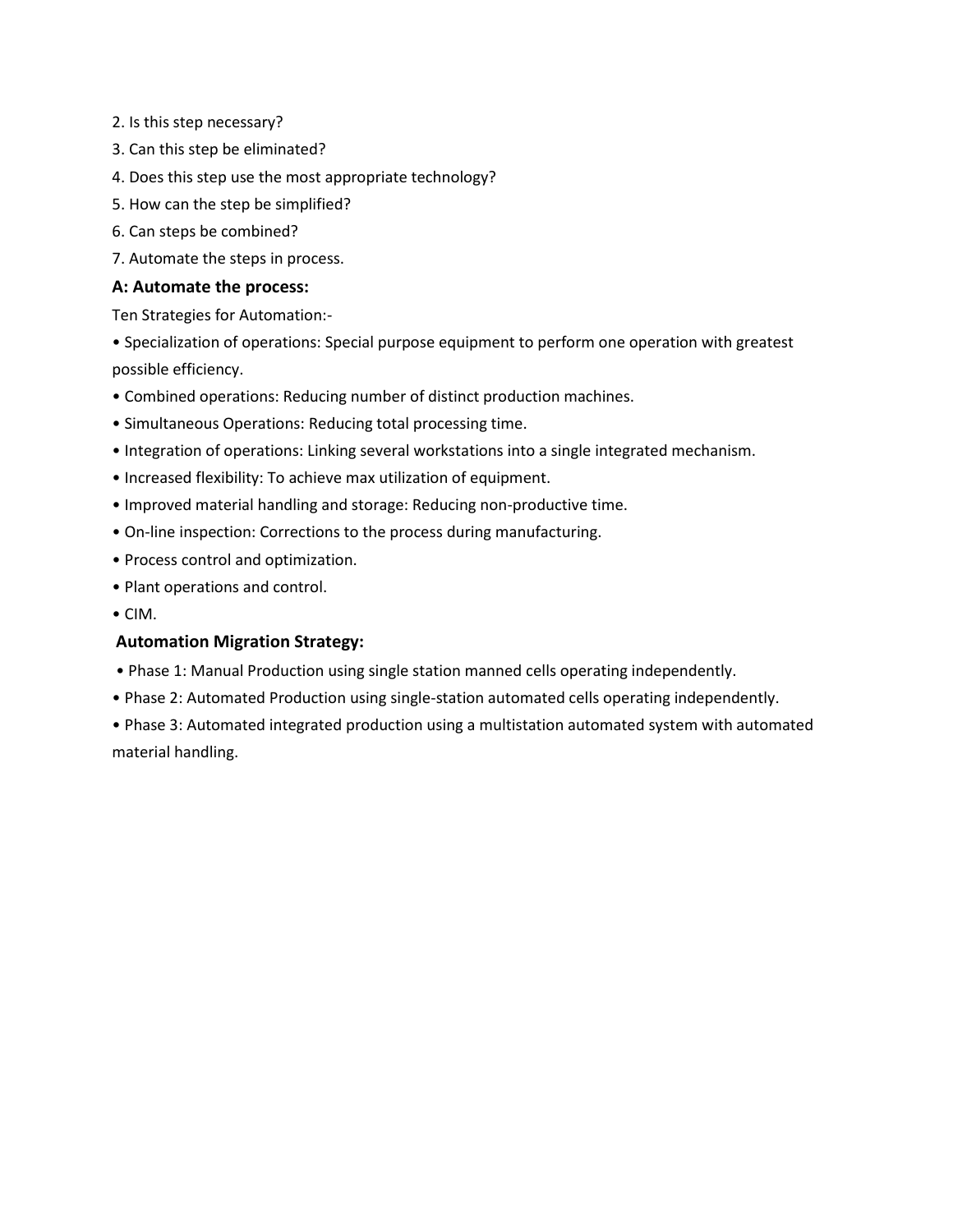2. Is this step necessary?
3. Can this step be eliminated?
4. Does this step use the most appropriate technology?
5. How can the step be simplified?
6. Can steps be combined?
7. Automate the steps in process.

### A: Automate the process:

Ten Strategies for Automation:-

- Specialization of operations: Special purpose equipment to perform one operation with greatest possible efficiency.
- Combined operations: Reducing number of distinct production machines.
- Simultaneous Operations: Reducing total processing time.
- Integration of operations: Linking several workstations into a single integrated mechanism.
- Increased flexibility: To achieve max utilization of equipment.
- Improved material handling and storage: Reducing non-productive time.
- On-line inspection: Corrections to the process during manufacturing.
- Process control and optimization.
- Plant operations and control.
- CIM.

### Automation Migration Strategy:

- Phase 1: Manual Production using single station manned cells operating independently.
- Phase 2: Automated Production using single-station automated cells operating independently.
- Phase 3: Automated integrated production using a multistation automated system with automated material handling.